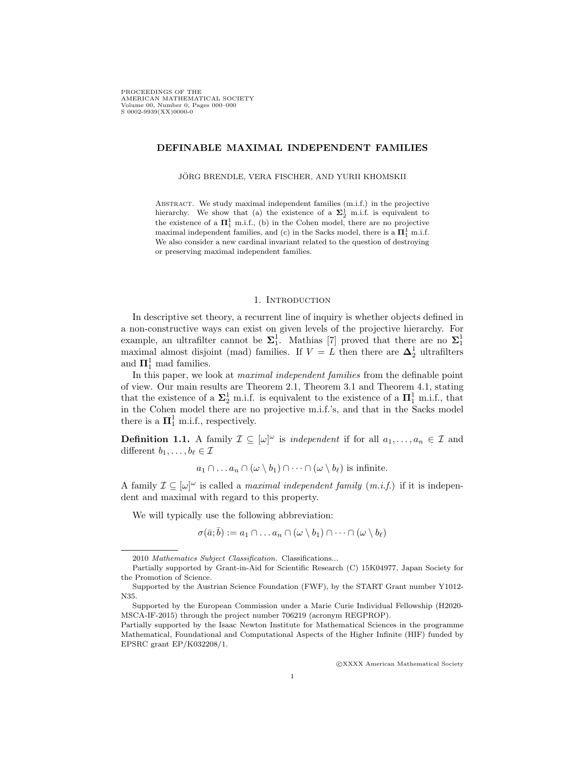# DEFINABLE MAXIMAL INDEPENDENT FAMILIES

JÖRG BRENDLE, VERA FISCHER, AND YURII KHOMSKII

Abstract. We study maximal independent families (m.i.f.) in the projective hierarchy. We show that (a) the existence of a $\boldsymbol{\Sigma}^1_2$ m.i.f. is equivalent to the existence of a $\boldsymbol{\Pi}^1_1$ m.i.f., (b) in the Cohen model, there are no projective maximal independent families, and (c) in the Sacks model, there is a $\boldsymbol{\Pi}^1_1$ m.i.f. We also consider a new cardinal invariant related to the question of destroying or preserving maximal independent families.

## 1. Introduction

In descriptive set theory, a recurrent line of inquiry is whether objects defined in a non-constructive ways can exist on given levels of the projective hierarchy. For example, an ultrafilter cannot be $\boldsymbol{\Sigma}^1_1$. Mathias [7] proved that there are no $\boldsymbol{\Sigma}^1_1$ maximal almost disjoint (mad) families. If $V = L$ then there are $\boldsymbol{\Delta}^1_2$ ultrafilters and $\boldsymbol{\Pi}^1_1$ mad families.

In this paper, we look at *maximal independent families* from the definable point of view. Our main results are Theorem 2.1, Theorem 3.1 and Theorem 4.1, stating that the existence of a $\boldsymbol{\Sigma}^1_2$ m.i.f. is equivalent to the existence of a $\boldsymbol{\Pi}^1_1$ m.i.f., that in the Cohen model there are no projective m.i.f.'s, and that in the Sacks model there is a $\boldsymbol{\Pi}^1_1$ m.i.f., respectively.

**Definition 1.1.** A family $\mathcal{I} \subseteq [\omega]^\omega$ is *independent* if for all $a_1, \dots, a_n \in \mathcal{I}$ and different $b_1, \dots, b_\ell \in \mathcal{I}$

$$a_1 \cap \dots a_n \cap (\omega \setminus b_1) \cap \dots \cap (\omega \setminus b_\ell) \text{ is infinite.}$$

A family $\mathcal{I} \subseteq [\omega]^\omega$ is called a *maximal independent family (m.i.f.)* if it is independent and maximal with regard to this property.

We will typically use the following abbreviation:

$$\sigma(\bar{a}; \bar{b}) := a_1 \cap \dots a_n \cap (\omega \setminus b_1) \cap \dots \cap (\omega \setminus b_\ell)$$

---

2010 *Mathematics Subject Classification.* Classifications...

Partially supported by Grant-in-Aid for Scientific Research (C) 15K04977, Japan Society for the Promotion of Science.

Supported by the Austrian Science Foundation (FWF), by the START Grant number Y1012-N35.

Supported by the European Commission under a Marie Curie Individual Fellowship (H2020-MSCA-IF-2015) through the project number 706219 (acronym REGPROP).

Partially supported by the Isaac Newton Institute for Mathematical Sciences in the programme Mathematical, Foundational and Computational Aspects of the Higher Infinite (HIF) funded by EPSRC grant EP/K032208/1.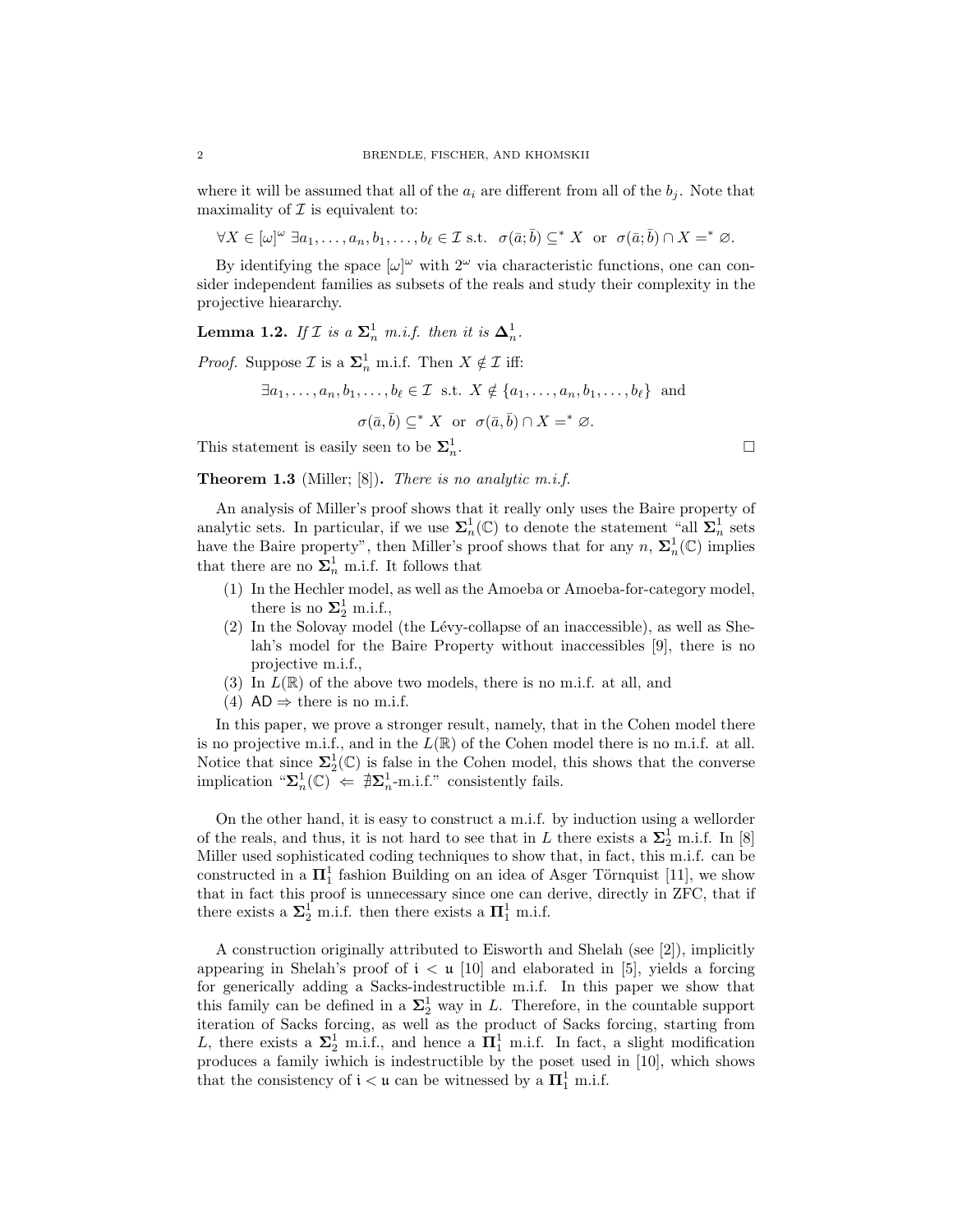where it will be assumed that all of the $a_i$ are different from all of the $b_j$. Note that maximality of $\mathcal{I}$ is equivalent to:

$$\forall X \in [\omega]^\omega \ \exists a_1, \dots, a_n, b_1, \dots, b_\ell \in \mathcal{I} \text{ s.t. } \ \sigma(\bar{a}; \bar{b}) \subseteq^* X \ \text{ or } \ \sigma(\bar{a}; \bar{b}) \cap X =^* \varnothing.$$

By identifying the space $[\omega]^\omega$ with $2^\omega$ via characteristic functions, one can consider independent families as subsets of the reals and study their complexity in the projective hieararchy.

**Lemma 1.2.** *If $\mathcal{I}$ is a $\boldsymbol{\Sigma}^1_n$ m.i.f. then it is $\boldsymbol{\Delta}^1_n$.*

*Proof.* Suppose $\mathcal{I}$ is a $\boldsymbol{\Sigma}^1_n$ m.i.f. Then $X \notin \mathcal{I}$ iff:

$$\exists a_1, \dots, a_n, b_1, \dots, b_\ell \in \mathcal{I} \ \text{ s.t. } \ X \notin \{a_1, \dots, a_n, b_1, \dots, b_\ell\} \ \text{ and}$$

$$\sigma(\bar{a}, \bar{b}) \subseteq^* X \ \text{ or } \ \sigma(\bar{a}, \bar{b}) \cap X =^* \varnothing.$$

This statement is easily seen to be $\boldsymbol{\Sigma}^1_n$. □

**Theorem 1.3** (Miller; [8])**.** *There is no analytic m.i.f.*

An analysis of Miller's proof shows that it really only uses the Baire property of analytic sets. In particular, if we use $\boldsymbol{\Sigma}^1_n(\mathbb{C})$ to denote the statement "all $\boldsymbol{\Sigma}^1_n$ sets have the Baire property", then Miller's proof shows that for any $n$, $\boldsymbol{\Sigma}^1_n(\mathbb{C})$ implies that there are no $\boldsymbol{\Sigma}^1_n$ m.i.f. It follows that

1. In the Hechler model, as well as the Amoeba or Amoeba-for-category model, there is no $\boldsymbol{\Sigma}^1_2$ m.i.f.,
2. In the Solovay model (the Lévy-collapse of an inaccessible), as well as Shelah's model for the Baire Property without inaccessibles [9], there is no projective m.i.f.,
3. In $L(\mathbb{R})$ of the above two models, there is no m.i.f. at all, and
4. $\mathsf{AD} \Rightarrow$ there is no m.i.f.

In this paper, we prove a stronger result, namely, that in the Cohen model there is no projective m.i.f., and in the $L(\mathbb{R})$ of the Cohen model there is no m.i.f. at all. Notice that since $\boldsymbol{\Sigma}^1_2(\mathbb{C})$ is false in the Cohen model, this shows that the converse implication "$\boldsymbol{\Sigma}^1_n(\mathbb{C}) \Leftarrow \nexists\boldsymbol{\Sigma}^1_n$-m.i.f." consistently fails.

On the other hand, it is easy to construct a m.i.f. by induction using a wellorder of the reals, and thus, it is not hard to see that in $L$ there exists a $\boldsymbol{\Sigma}^1_2$ m.i.f. In [8] Miller used sophisticated coding techniques to show that, in fact, this m.i.f. can be constructed in a $\boldsymbol{\Pi}^1_1$ fashion Building on an idea of Asger Törnquist [11], we show that in fact this proof is unnecessary since one can derive, directly in ZFC, that if there exists a $\boldsymbol{\Sigma}^1_2$ m.i.f. then there exists a $\boldsymbol{\Pi}^1_1$ m.i.f.

A construction originally attributed to Eisworth and Shelah (see [2]), implicitly appearing in Shelah's proof of $\mathfrak{i} < \mathfrak{u}$ [10] and elaborated in [5], yields a forcing for generically adding a Sacks-indestructible m.i.f. In this paper we show that this family can be defined in a $\boldsymbol{\Sigma}^1_2$ way in $L$. Therefore, in the countable support iteration of Sacks forcing, as well as the product of Sacks forcing, starting from $L$, there exists a $\boldsymbol{\Sigma}^1_2$ m.i.f., and hence a $\boldsymbol{\Pi}^1_1$ m.i.f. In fact, a slight modification produces a family iwhich is indestructible by the poset used in [10], which shows that the consistency of $\mathfrak{i} < \mathfrak{u}$ can be witnessed by a $\boldsymbol{\Pi}^1_1$ m.i.f.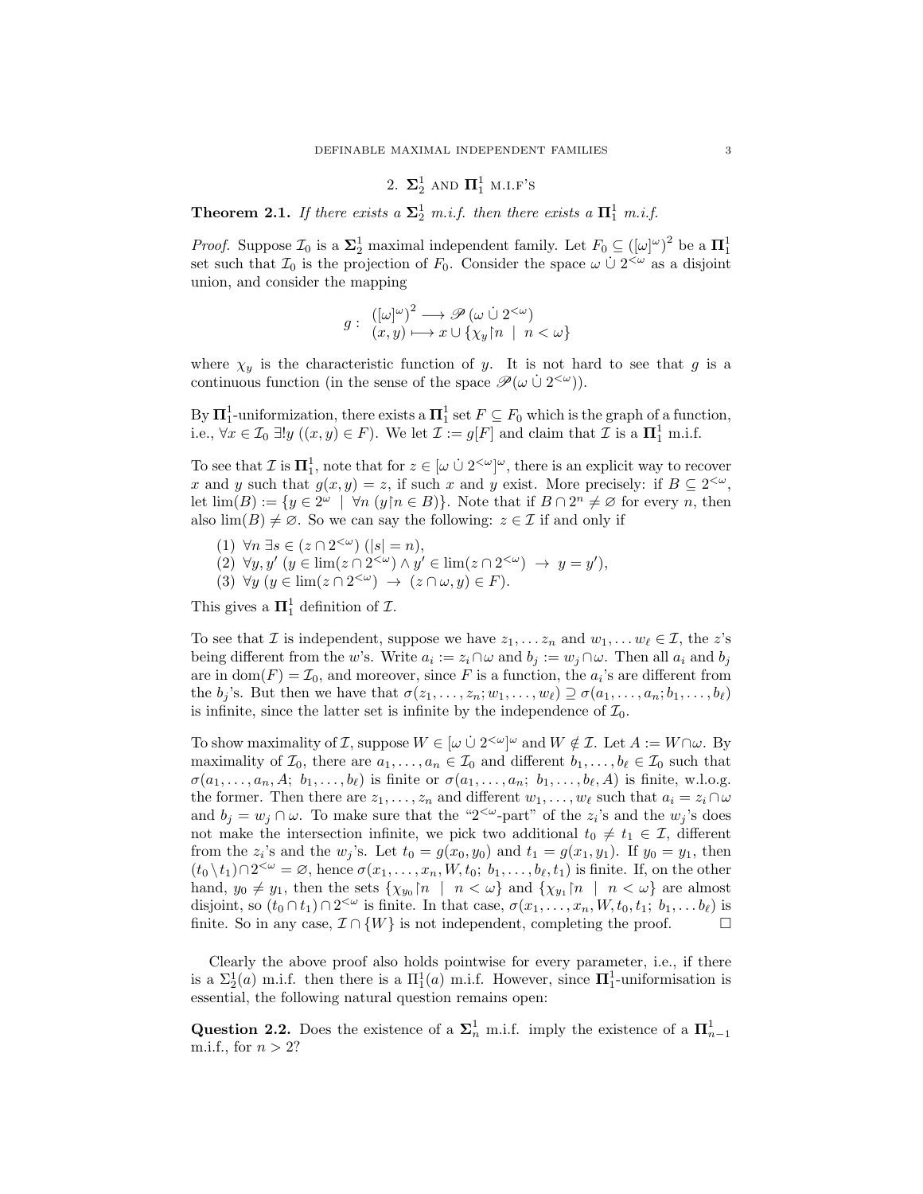## 2. $\mathbf{\Sigma}^1_2$ and $\mathbf{\Pi}^1_1$ m.i.f's

**Theorem 2.1.** *If there exists a $\mathbf{\Sigma}^1_2$ m.i.f. then there exists a $\mathbf{\Pi}^1_1$ m.i.f.*

*Proof.* Suppose $\mathcal{I}_0$ is a $\mathbf{\Sigma}^1_2$ maximal independent family. Let $F_0 \subseteq ([\omega]^\omega)^2$ be a $\mathbf{\Pi}^1_1$ set such that $\mathcal{I}_0$ is the projection of $F_0$. Consider the space $\omega \mathbin{\dot\cup} 2^{<\omega}$ as a disjoint union, and consider the mapping

$$g: \begin{array}{l} ([\omega]^\omega)^2 \longrightarrow \mathscr{P}(\omega \mathbin{\dot\cup} 2^{<\omega}) \\ (x,y) \longmapsto x \cup \{\chi_y \restriction n \mid n < \omega\} \end{array}$$

where $\chi_y$ is the characteristic function of $y$. It is not hard to see that $g$ is a continuous function (in the sense of the space $\mathscr{P}(\omega \mathbin{\dot\cup} 2^{<\omega})$).

By $\mathbf{\Pi}^1_1$-uniformization, there exists a $\mathbf{\Pi}^1_1$ set $F \subseteq F_0$ which is the graph of a function, i.e., $\forall x \in \mathcal{I}_0\ \exists! y\ ((x,y) \in F)$. We let $\mathcal{I} := g[F]$ and claim that $\mathcal{I}$ is a $\mathbf{\Pi}^1_1$ m.i.f.

To see that $\mathcal{I}$ is $\mathbf{\Pi}^1_1$, note that for $z \in [\omega \mathbin{\dot\cup} 2^{<\omega}]^\omega$, there is an explicit way to recover $x$ and $y$ such that $g(x,y) = z$, if such $x$ and $y$ exist. More precisely: if $B \subseteq 2^{<\omega}$, let $\lim(B) := \{y \in 2^\omega \mid \forall n\ (y \restriction n \in B)\}$. Note that if $B \cap 2^n \neq \varnothing$ for every $n$, then also $\lim(B) \neq \varnothing$. So we can say the following: $z \in \mathcal{I}$ if and only if

1. $\forall n\ \exists s \in (z \cap 2^{<\omega})\ (|s| = n)$,
2. $\forall y, y'\ (y \in \lim(z \cap 2^{<\omega}) \wedge y' \in \lim(z \cap 2^{<\omega}) \rightarrow y = y')$,
3. $\forall y\ (y \in \lim(z \cap 2^{<\omega}) \rightarrow (z \cap \omega, y) \in F)$.

This gives a $\mathbf{\Pi}^1_1$ definition of $\mathcal{I}$.

To see that $\mathcal{I}$ is independent, suppose we have $z_1, \dots z_n$ and $w_1, \dots w_\ell \in \mathcal{I}$, the $z$'s being different from the $w$'s. Write $a_i := z_i \cap \omega$ and $b_j := w_j \cap \omega$. Then all $a_i$ and $b_j$ are in $\mathrm{dom}(F) = \mathcal{I}_0$, and moreover, since $F$ is a function, the $a_i$'s are different from the $b_j$'s. But then we have that $\sigma(z_1, \dots, z_n; w_1, \dots, w_\ell) \supseteq \sigma(a_1, \dots, a_n; b_1, \dots, b_\ell)$ is infinite, since the latter set is infinite by the independence of $\mathcal{I}_0$.

To show maximality of $\mathcal{I}$, suppose $W \in [\omega \mathbin{\dot\cup} 2^{<\omega}]^\omega$ and $W \notin \mathcal{I}$. Let $A := W \cap \omega$. By maximality of $\mathcal{I}_0$, there are $a_1, \dots, a_n \in \mathcal{I}_0$ and different $b_1, \dots, b_\ell \in \mathcal{I}_0$ such that $\sigma(a_1, \dots, a_n, A;\ b_1, \dots, b_\ell)$ is finite or $\sigma(a_1, \dots, a_n;\ b_1, \dots, b_\ell, A)$ is finite, w.l.o.g. the former. Then there are $z_1, \dots, z_n$ and different $w_1, \dots, w_\ell$ such that $a_i = z_i \cap \omega$ and $b_j = w_j \cap \omega$. To make sure that the "$2^{<\omega}$-part" of the $z_i$'s and the $w_j$'s does not make the intersection infinite, we pick two additional $t_0 \neq t_1 \in \mathcal{I}$, different from the $z_i$'s and the $w_j$'s. Let $t_0 = g(x_0, y_0)$ and $t_1 = g(x_1, y_1)$. If $y_0 = y_1$, then $(t_0 \setminus t_1) \cap 2^{<\omega} = \varnothing$, hence $\sigma(x_1, \dots, x_n, W, t_0;\ b_1, \dots, b_\ell, t_1)$ is finite. If, on the other hand, $y_0 \neq y_1$, then the sets $\{\chi_{y_0} \restriction n \mid n < \omega\}$ and $\{\chi_{y_1} \restriction n \mid n < \omega\}$ are almost disjoint, so $(t_0 \cap t_1) \cap 2^{<\omega}$ is finite. In that case, $\sigma(x_1, \dots, x_n, W, t_0, t_1;\ b_1, \dots b_\ell)$ is finite. So in any case, $\mathcal{I} \cap \{W\}$ is not independent, completing the proof. $\square$

Clearly the above proof also holds pointwise for every parameter, i.e., if there is a $\Sigma^1_2(a)$ m.i.f. then there is a $\Pi^1_1(a)$ m.i.f. However, since $\mathbf{\Pi}^1_1$-uniformisation is essential, the following natural question remains open:

**Question 2.2.** Does the existence of a $\mathbf{\Sigma}^1_n$ m.i.f. imply the existence of a $\mathbf{\Pi}^1_{n-1}$ m.i.f., for $n > 2$?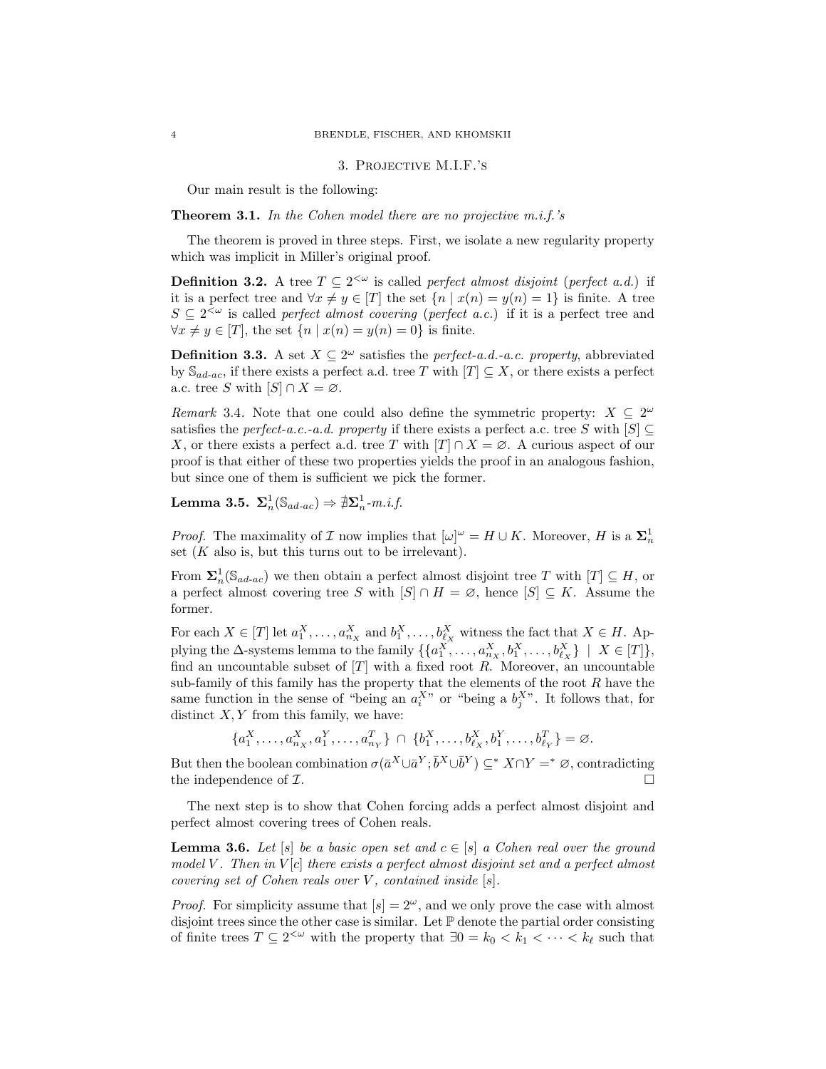## 3. Projective M.I.F.'s

Our main result is the following:

**Theorem 3.1.** *In the Cohen model there are no projective m.i.f.'s*

The theorem is proved in three steps. First, we isolate a new regularity property which was implicit in Miller's original proof.

**Definition 3.2.** A tree $T \subseteq 2^{<\omega}$ is called *perfect almost disjoint* (*perfect a.d.*) if it is a perfect tree and $\forall x \neq y \in [T]$ the set $\{n \mid x(n) = y(n) = 1\}$ is finite. A tree $S \subseteq 2^{<\omega}$ is called *perfect almost covering* (*perfect a.c.*) if it is a perfect tree and $\forall x \neq y \in [T]$, the set $\{n \mid x(n) = y(n) = 0\}$ is finite.

**Definition 3.3.** A set $X \subseteq 2^\omega$ satisfies the *perfect-a.d.-a.c. property*, abbreviated by $\mathbb{S}_{ad\text{-}ac}$, if there exists a perfect a.d. tree $T$ with $[T] \subseteq X$, or there exists a perfect a.c. tree $S$ with $[S] \cap X = \varnothing$.

*Remark* 3.4. Note that one could also define the symmetric property: $X \subseteq 2^\omega$ satisfies the *perfect-a.c.-a.d. property* if there exists a perfect a.c. tree $S$ with $[S] \subseteq X$, or there exists a perfect a.d. tree $T$ with $[T] \cap X = \varnothing$. A curious aspect of our proof is that either of these two properties yields the proof in an analogous fashion, but since one of them is sufficient we pick the former.

**Lemma 3.5.** $\mathbf{\Sigma}^1_n(\mathbb{S}_{ad\text{-}ac}) \Rightarrow \nexists \mathbf{\Sigma}^1_n$*-m.i.f.*

*Proof.* The maximality of $\mathcal{I}$ now implies that $[\omega]^\omega = H \cup K$. Moreover, $H$ is a $\mathbf{\Sigma}^1_n$ set ($K$ also is, but this turns out to be irrelevant).

From $\mathbf{\Sigma}^1_n(\mathbb{S}_{ad\text{-}ac})$ we then obtain a perfect almost disjoint tree $T$ with $[T] \subseteq H$, or a perfect almost covering tree $S$ with $[S] \cap H = \varnothing$, hence $[S] \subseteq K$. Assume the former.

For each $X \in [T]$ let $a_1^X, \dots, a_{n_X}^X$ and $b_1^X, \dots, b_{\ell_X}^X$ witness the fact that $X \in H$. Applying the $\Delta$-systems lemma to the family $\{\{a_1^X, \dots, a_{n_X}^X, b_1^X, \dots, b_{\ell_X}^X\} \mid X \in [T]\}$, find an uncountable subset of $[T]$ with a fixed root $R$. Moreover, an uncountable sub-family of this family has the property that the elements of the root $R$ have the same function in the sense of "being an $a_i^X$" or "being a $b_j^X$". It follows that, for distinct $X, Y$ from this family, we have:

$$\{a_1^X, \dots, a_{n_X}^X, a_1^Y, \dots, a_{n_Y}^T\} \cap \{b_1^X, \dots, b_{\ell_X}^X, b_1^Y, \dots, b_{\ell_Y}^T\} = \varnothing.$$

But then the boolean combination $\sigma(\bar{a}^X \cup \bar{a}^Y; \bar{b}^X \cup \bar{b}^Y) \subseteq^* X \cap Y =^* \varnothing$, contradicting the independence of $\mathcal{I}$. $\square$

The next step is to show that Cohen forcing adds a perfect almost disjoint and perfect almost covering trees of Cohen reals.

**Lemma 3.6.** *Let $[s]$ be a basic open set and $c \in [s]$ a Cohen real over the ground model $V$. Then in $V[c]$ there exists a perfect almost disjoint set and a perfect almost covering set of Cohen reals over $V$, contained inside $[s]$.*

*Proof.* For simplicity assume that $[s] = 2^\omega$, and we only prove the case with almost disjoint trees since the other case is similar. Let $\mathbb{P}$ denote the partial order consisting of finite trees $T \subseteq 2^{<\omega}$ with the property that $\exists 0 = k_0 < k_1 < \cdots < k_\ell$ such that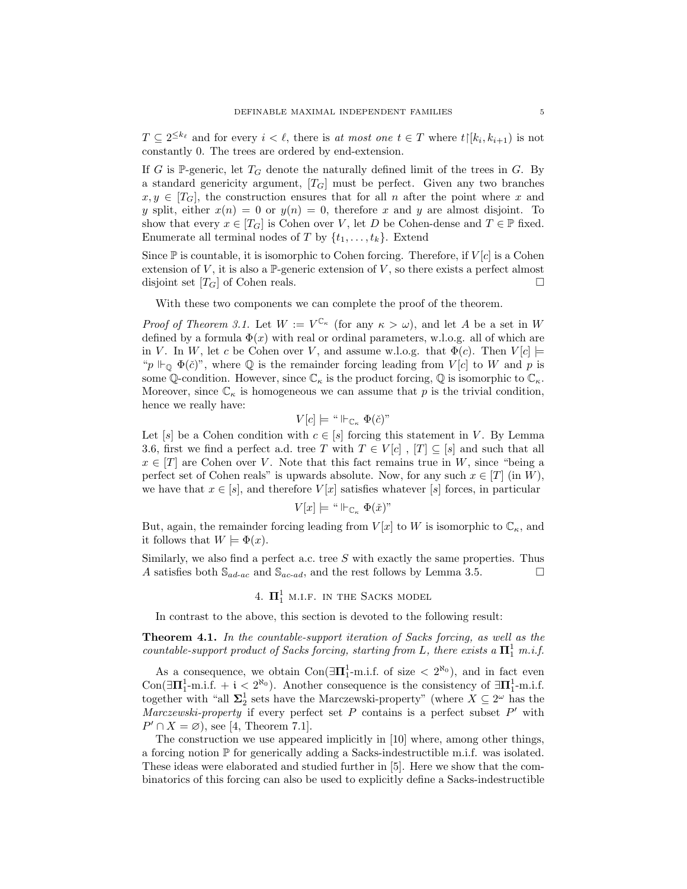$T \subseteq 2^{\leq k_\ell}$ and for every $i < \ell$, there is *at most one* $t \in T$ where $t{\restriction}[k_i, k_{i+1})$ is not constantly 0. The trees are ordered by end-extension.

If $G$ is $\mathbb{P}$-generic, let $T_G$ denote the naturally defined limit of the trees in $G$. By a standard genericity argument, $[T_G]$ must be perfect. Given any two branches $x, y \in [T_G]$, the construction ensures that for all $n$ after the point where $x$ and $y$ split, either $x(n) = 0$ or $y(n) = 0$, therefore $x$ and $y$ are almost disjoint. To show that every $x \in [T_G]$ is Cohen over $V$, let $D$ be Cohen-dense and $T \in \mathbb{P}$ fixed. Enumerate all terminal nodes of $T$ by $\{t_1, \dots, t_k\}$. Extend

Since $\mathbb{P}$ is countable, it is isomorphic to Cohen forcing. Therefore, if $V[c]$ is a Cohen extension of $V$, it is also a $\mathbb{P}$-generic extension of $V$, so there exists a perfect almost disjoint set $[T_G]$ of Cohen reals. □

With these two components we can complete the proof of the theorem.

*Proof of Theorem 3.1.* Let $W := V^{\mathbb{C}_\kappa}$ (for any $\kappa > \omega$), and let $A$ be a set in $W$ defined by a formula $\Phi(x)$ with real or ordinal parameters, w.l.o.g. all of which are in $V$. In $W$, let $c$ be Cohen over $V$, and assume w.l.o.g. that $\Phi(c)$. Then $V[c] \models$ "$p \Vdash_{\mathbb{Q}} \Phi(\check{c})$", where $\mathbb{Q}$ is the remainder forcing leading from $V[c]$ to $W$ and $p$ is some $\mathbb{Q}$-condition. However, since $\mathbb{C}_\kappa$ is the product forcing, $\mathbb{Q}$ is isomorphic to $\mathbb{C}_\kappa$. Moreover, since $\mathbb{C}_\kappa$ is homogeneous we can assume that $p$ is the trivial condition, hence we really have:

$$V[c] \models \text{“} \Vdash_{\mathbb{C}_\kappa} \Phi(\check{c})\text{”}$$

Let $[s]$ be a Cohen condition with $c \in [s]$ forcing this statement in $V$. By Lemma 3.6, first we find a perfect a.d. tree $T$ with $T \in V[c]$ , $[T] \subseteq [s]$ and such that all $x \in [T]$ are Cohen over $V$. Note that this fact remains true in $W$, since "being a perfect set of Cohen reals" is upwards absolute. Now, for any such $x \in [T]$ (in $W$), we have that $x \in [s]$, and therefore $V[x]$ satisfies whatever $[s]$ forces, in particular

$$V[x] \models \text{“} \Vdash_{\mathbb{C}_\kappa} \Phi(\check{x})\text{”}$$

But, again, the remainder forcing leading from $V[x]$ to $W$ is isomorphic to $\mathbb{C}_\kappa$, and it follows that $W \models \Phi(x)$.

Similarly, we also find a perfect a.c. tree $S$ with exactly the same properties. Thus $A$ satisfies both $\mathbb{S}_{ad\text{-}ac}$ and $\mathbb{S}_{ac\text{-}ad}$, and the rest follows by Lemma 3.5. □

## 4. $\mathbf{\Pi}^1_1$ m.i.f. in the Sacks model

In contrast to the above, this section is devoted to the following result:

**Theorem 4.1.** *In the countable-support iteration of Sacks forcing, as well as the countable-support product of Sacks forcing, starting from $L$, there exists a $\mathbf{\Pi}^1_1$ m.i.f.*

As a consequence, we obtain Con($\exists\mathbf{\Pi}^1_1$-m.i.f. of size $< 2^{\aleph_0}$), and in fact even Con($\exists\mathbf{\Pi}^1_1$-m.i.f. + $\mathfrak{i} < 2^{\aleph_0}$). Another consequence is the consistency of $\exists\mathbf{\Pi}^1_1$-m.i.f. together with "all $\mathbf{\Sigma}^1_2$ sets have the Marczewski-property" (where $X \subseteq 2^\omega$ has the *Marczewski-property* if every perfect set $P$ contains is a perfect subset $P'$ with $P' \cap X = \varnothing$), see [4, Theorem 7.1].

The construction we use appeared implicitly in [10] where, among other things, a forcing notion $\mathbb{P}$ for generically adding a Sacks-indestructible m.i.f. was isolated. These ideas were elaborated and studied further in [5]. Here we show that the combinatorics of this forcing can also be used to explicitly define a Sacks-indestructible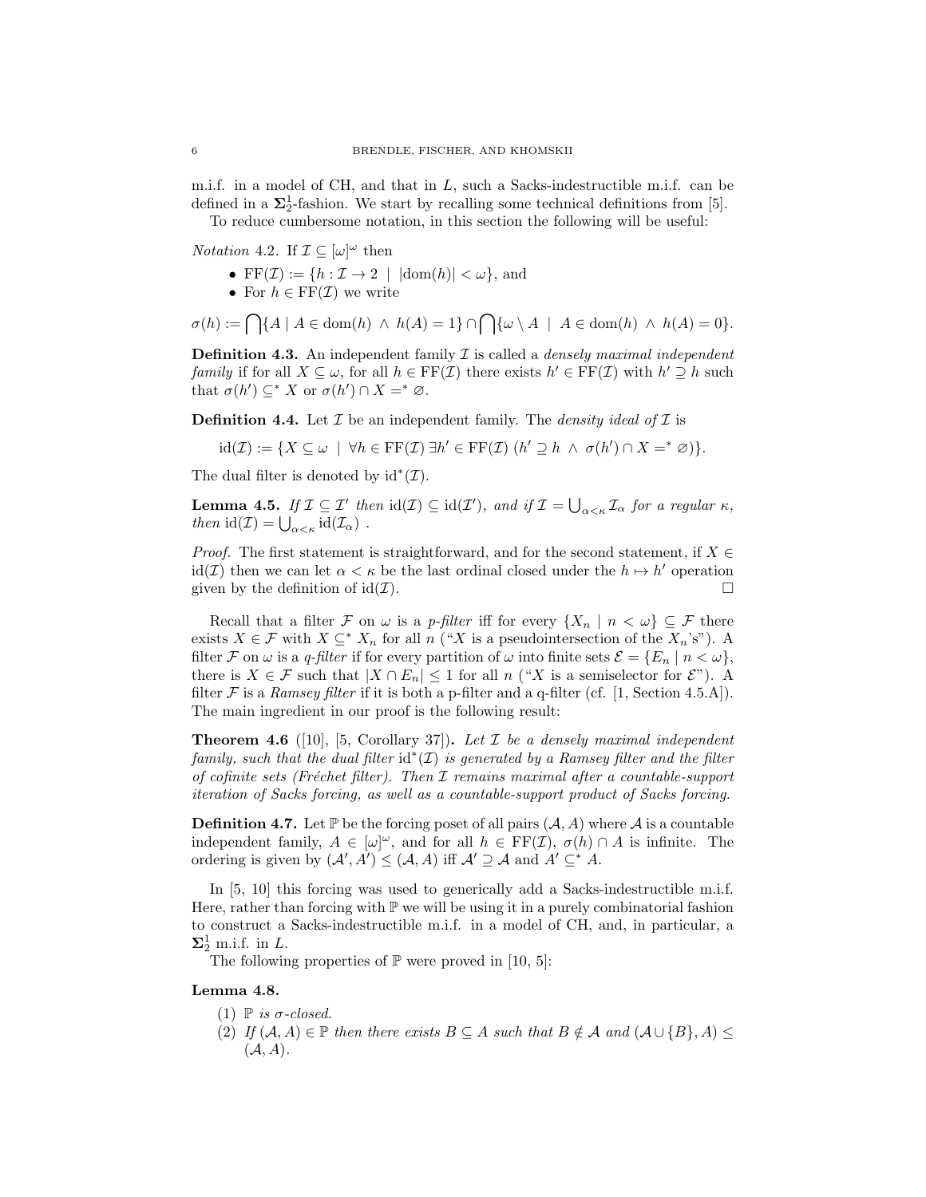m.i.f. in a model of CH, and that in $L$, such a Sacks-indestructible m.i.f. can be defined in a $\mathbf{\Sigma}^1_2$-fashion. We start by recalling some technical definitions from [5].

To reduce cumbersome notation, in this section the following will be useful:

*Notation* 4.2. If $\mathcal{I} \subseteq [\omega]^\omega$ then

- $\mathrm{FF}(\mathcal{I}) := \{h : \mathcal{I} \to 2 \mid |\mathrm{dom}(h)| < \omega\}$, and
- For $h \in \mathrm{FF}(\mathcal{I})$ we write

$$\sigma(h) := \bigcap \{A \mid A \in \mathrm{dom}(h) \ \wedge \ h(A) = 1\} \cap \bigcap \{\omega \setminus A \mid A \in \mathrm{dom}(h) \ \wedge \ h(A) = 0\}.$$

**Definition 4.3.** An independent family $\mathcal{I}$ is called a *densely maximal independent family* if for all $X \subseteq \omega$, for all $h \in \mathrm{FF}(\mathcal{I})$ there exists $h' \in \mathrm{FF}(\mathcal{I})$ with $h' \supseteq h$ such that $\sigma(h') \subseteq^* X$ or $\sigma(h') \cap X =^* \varnothing$.

**Definition 4.4.** Let $\mathcal{I}$ be an independent family. The *density ideal of* $\mathcal{I}$ is

$$\mathrm{id}(\mathcal{I}) := \{X \subseteq \omega \mid \forall h \in \mathrm{FF}(\mathcal{I}) \, \exists h' \in \mathrm{FF}(\mathcal{I}) \, (h' \supseteq h \ \wedge \ \sigma(h') \cap X =^* \varnothing)\}.$$

The dual filter is denoted by $\mathrm{id}^*(\mathcal{I})$.

**Lemma 4.5.** *If $\mathcal{I} \subseteq \mathcal{I}'$ then $\mathrm{id}(\mathcal{I}) \subseteq \mathrm{id}(\mathcal{I}')$, and if $\mathcal{I} = \bigcup_{\alpha < \kappa} \mathcal{I}_\alpha$ for a regular $\kappa$, then $\mathrm{id}(\mathcal{I}) = \bigcup_{\alpha < \kappa} \mathrm{id}(\mathcal{I}_\alpha)$ .*

*Proof.* The first statement is straightforward, and for the second statement, if $X \in \mathrm{id}(\mathcal{I})$ then we can let $\alpha < \kappa$ be the last ordinal closed under the $h \mapsto h'$ operation given by the definition of $\mathrm{id}(\mathcal{I})$. □

Recall that a filter $\mathcal{F}$ on $\omega$ is a *p-filter* iff for every $\{X_n \mid n < \omega\} \subseteq \mathcal{F}$ there exists $X \in \mathcal{F}$ with $X \subseteq^* X_n$ for all $n$ ("$X$ is a pseudointersection of the $X_n$'s"). A filter $\mathcal{F}$ on $\omega$ is a *q-filter* if for every partition of $\omega$ into finite sets $\mathcal{E} = \{E_n \mid n < \omega\}$, there is $X \in \mathcal{F}$ such that $|X \cap E_n| \leq 1$ for all $n$ ("$X$ is a semiselector for $\mathcal{E}$"). A filter $\mathcal{F}$ is a *Ramsey filter* if it is both a p-filter and a q-filter (cf. [1, Section 4.5.A]). The main ingredient in our proof is the following result:

**Theorem 4.6** ([10], [5, Corollary 37])**.** *Let $\mathcal{I}$ be a densely maximal independent family, such that the dual filter $\mathrm{id}^*(\mathcal{I})$ is generated by a Ramsey filter and the filter of cofinite sets (Fréchet filter). Then $\mathcal{I}$ remains maximal after a countable-support iteration of Sacks forcing, as well as a countable-support product of Sacks forcing.*

**Definition 4.7.** Let $\mathbb{P}$ be the forcing poset of all pairs $(\mathcal{A}, A)$ where $\mathcal{A}$ is a countable independent family, $A \in [\omega]^\omega$, and for all $h \in \mathrm{FF}(\mathcal{I})$, $\sigma(h) \cap A$ is infinite. The ordering is given by $(\mathcal{A}', A') \leq (\mathcal{A}, A)$ iff $\mathcal{A}' \supseteq \mathcal{A}$ and $A' \subseteq^* A$.

In [5, 10] this forcing was used to generically add a Sacks-indestructible m.i.f. Here, rather than forcing with $\mathbb{P}$ we will be using it in a purely combinatorial fashion to construct a Sacks-indestructible m.i.f. in a model of CH, and, in particular, a $\mathbf{\Sigma}^1_2$ m.i.f. in $L$.

The following properties of $\mathbb{P}$ were proved in [10, 5]:

**Lemma 4.8.**

1. *$\mathbb{P}$ is $\sigma$-closed.*
2. *If $(\mathcal{A}, A) \in \mathbb{P}$ then there exists $B \subseteq A$ such that $B \notin \mathcal{A}$ and $(\mathcal{A} \cup \{B\}, A) \leq (\mathcal{A}, A)$.*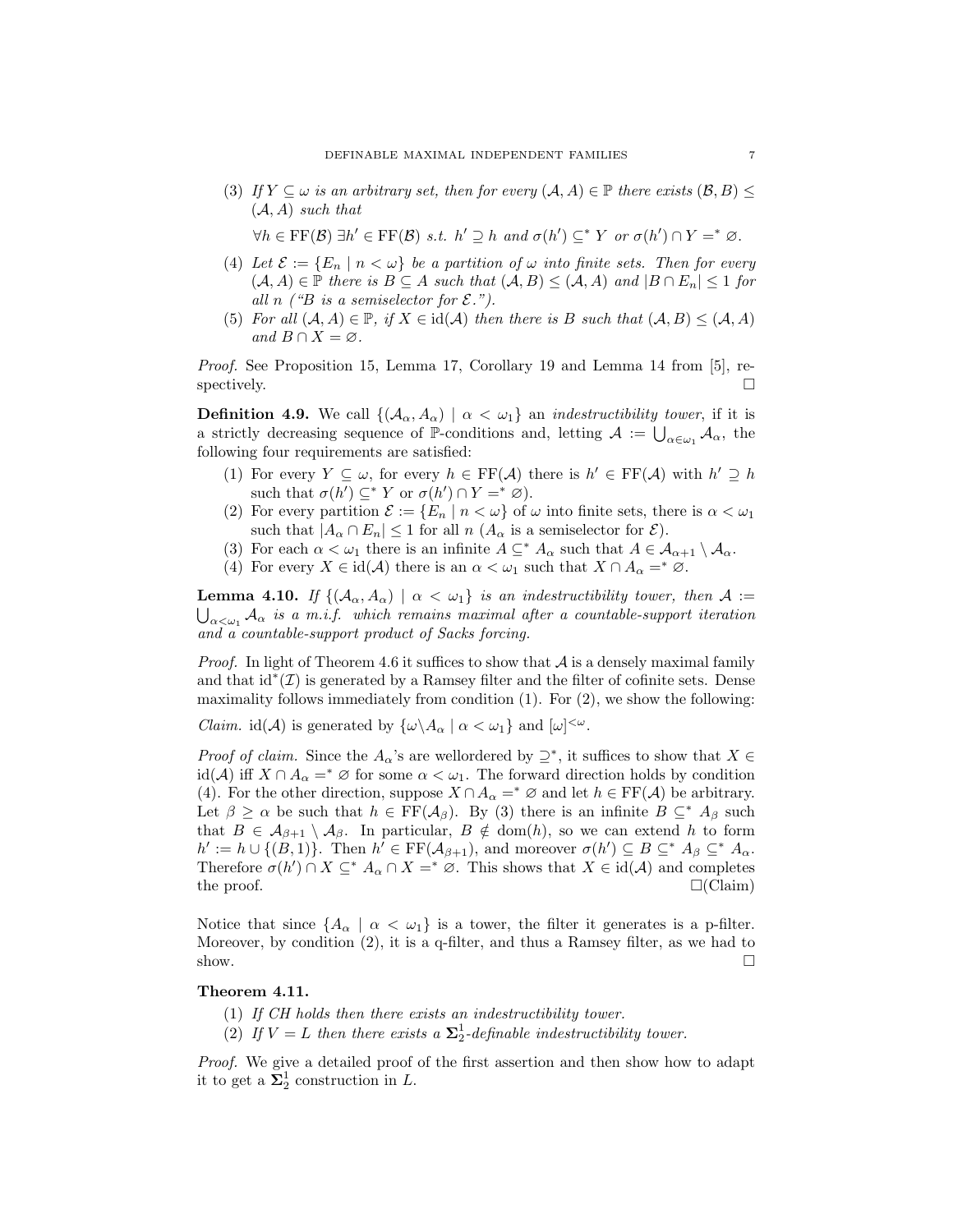(3) *If $Y \subseteq \omega$ is an arbitrary set, then for every $(\mathcal{A}, A) \in \mathbb{P}$ there exists $(\mathcal{B}, B) \leq (\mathcal{A}, A)$ such that*

$$\forall h \in \mathrm{FF}(\mathcal{B})\ \exists h' \in \mathrm{FF}(\mathcal{B}) \text{ s.t. } h' \supseteq h \text{ and } \sigma(h') \subseteq^* Y \text{ or } \sigma(h') \cap Y =^* \varnothing.$$

(4) *Let $\mathcal{E} := \{E_n \mid n < \omega\}$ be a partition of $\omega$ into finite sets. Then for every $(\mathcal{A}, A) \in \mathbb{P}$ there is $B \subseteq A$ such that $(\mathcal{A}, B) \leq (\mathcal{A}, A)$ and $|B \cap E_n| \leq 1$ for all $n$ ("$B$ is a semiselector for $\mathcal{E}$.").*

(5) *For all $(\mathcal{A}, A) \in \mathbb{P}$, if $X \in \mathrm{id}(\mathcal{A})$ then there is $B$ such that $(\mathcal{A}, B) \leq (\mathcal{A}, A)$ and $B \cap X = \varnothing$.*

*Proof.* See Proposition 15, Lemma 17, Corollary 19 and Lemma 14 from [5], respectively. □

**Definition 4.9.** We call $\{(\mathcal{A}_\alpha, A_\alpha) \mid \alpha < \omega_1\}$ an *indestructibility tower*, if it is a strictly decreasing sequence of $\mathbb{P}$-conditions and, letting $\mathcal{A} := \bigcup_{\alpha \in \omega_1} \mathcal{A}_\alpha$, the following four requirements are satisfied:

1. For every $Y \subseteq \omega$, for every $h \in \mathrm{FF}(\mathcal{A})$ there is $h' \in \mathrm{FF}(\mathcal{A})$ with $h' \supseteq h$ such that $\sigma(h') \subseteq^* Y$ or $\sigma(h') \cap Y =^* \varnothing$).
2. For every partition $\mathcal{E} := \{E_n \mid n < \omega\}$ of $\omega$ into finite sets, there is $\alpha < \omega_1$ such that $|A_\alpha \cap E_n| \leq 1$ for all $n$ ($A_\alpha$ is a semiselector for $\mathcal{E}$).
3. For each $\alpha < \omega_1$ there is an infinite $A \subseteq^* A_\alpha$ such that $A \in \mathcal{A}_{\alpha+1} \setminus \mathcal{A}_\alpha$.
4. For every $X \in \mathrm{id}(\mathcal{A})$ there is an $\alpha < \omega_1$ such that $X \cap A_\alpha =^* \varnothing$.

**Lemma 4.10.** *If $\{(\mathcal{A}_\alpha, A_\alpha) \mid \alpha < \omega_1\}$ is an indestructibility tower, then $\mathcal{A} := \bigcup_{\alpha < \omega_1} \mathcal{A}_\alpha$ is a m.i.f. which remains maximal after a countable-support iteration and a countable-support product of Sacks forcing.*

*Proof.* In light of Theorem 4.6 it suffices to show that $\mathcal{A}$ is a densely maximal family and that $\mathrm{id}^*(\mathcal{I})$ is generated by a Ramsey filter and the filter of cofinite sets. Dense maximality follows immediately from condition (1). For (2), we show the following:

*Claim.* $\mathrm{id}(\mathcal{A})$ is generated by $\{\omega \setminus A_\alpha \mid \alpha < \omega_1\}$ and $[\omega]^{<\omega}$.

*Proof of claim.* Since the $A_\alpha$'s are wellordered by $\supseteq^*$, it suffices to show that $X \in \mathrm{id}(\mathcal{A})$ iff $X \cap A_\alpha =^* \varnothing$ for some $\alpha < \omega_1$. The forward direction holds by condition (4). For the other direction, suppose $X \cap A_\alpha =^* \varnothing$ and let $h \in \mathrm{FF}(\mathcal{A})$ be arbitrary. Let $\beta \geq \alpha$ be such that $h \in \mathrm{FF}(\mathcal{A}_\beta)$. By (3) there is an infinite $B \subseteq^* A_\beta$ such that $B \in \mathcal{A}_{\beta+1} \setminus \mathcal{A}_\beta$. In particular, $B \notin \mathrm{dom}(h)$, so we can extend $h$ to form $h' := h \cup \{(B, 1)\}$. Then $h' \in \mathrm{FF}(\mathcal{A}_{\beta+1})$, and moreover $\sigma(h') \subseteq B \subseteq^* A_\beta \subseteq^* A_\alpha$. Therefore $\sigma(h') \cap X \subseteq^* A_\alpha \cap X =^* \varnothing$. This shows that $X \in \mathrm{id}(\mathcal{A})$ and completes the proof. □(Claim)

Notice that since $\{A_\alpha \mid \alpha < \omega_1\}$ is a tower, the filter it generates is a p-filter. Moreover, by condition (2), it is a q-filter, and thus a Ramsey filter, as we had to show. □

**Theorem 4.11.**

1. *If CH holds then there exists an indestructibility tower.*
2. *If $V = L$ then there exists a $\mathbf{\Sigma}^1_2$-definable indestructibility tower.*

*Proof.* We give a detailed proof of the first assertion and then show how to adapt it to get a $\mathbf{\Sigma}^1_2$ construction in $L$.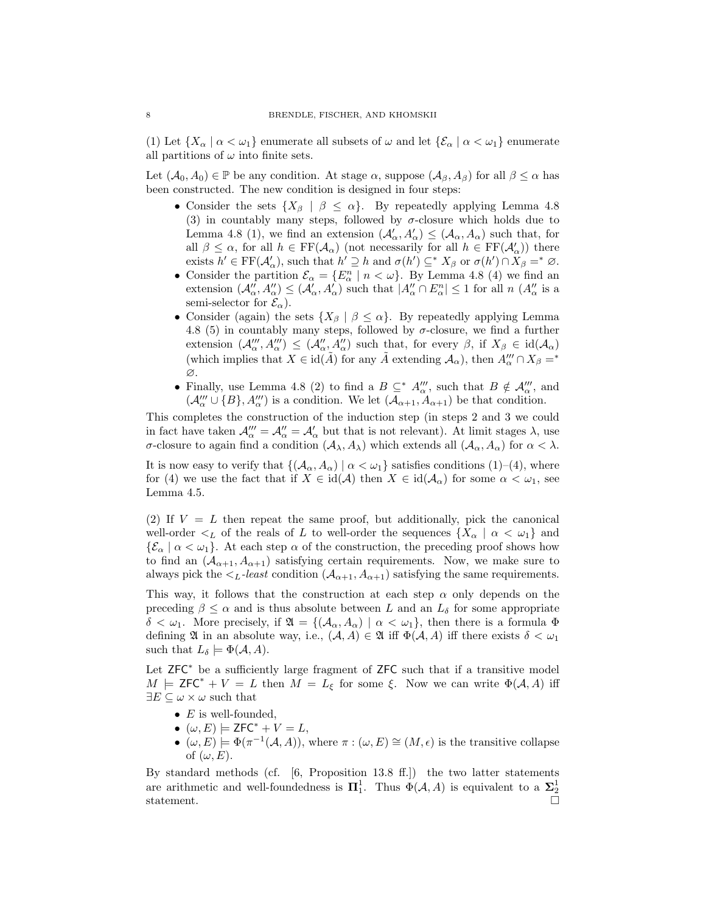(1) Let $\{X_\alpha \mid \alpha < \omega_1\}$ enumerate all subsets of $\omega$ and let $\{\mathcal{E}_\alpha \mid \alpha < \omega_1\}$ enumerate all partitions of $\omega$ into finite sets.

Let $(\mathcal{A}_0, A_0) \in \mathbb{P}$ be any condition. At stage $\alpha$, suppose $(\mathcal{A}_\beta, A_\beta)$ for all $\beta \leq \alpha$ has been constructed. The new condition is designed in four steps:

- Consider the sets $\{X_\beta \mid \beta \leq \alpha\}$. By repeatedly applying Lemma 4.8 (3) in countably many steps, followed by $\sigma$-closure which holds due to Lemma 4.8 (1), we find an extension $(\mathcal{A}'_\alpha, A'_\alpha) \leq (\mathcal{A}_\alpha, A_\alpha)$ such that, for all $\beta \leq \alpha$, for all $h \in \mathrm{FF}(\mathcal{A}_\alpha)$ (not necessarily for all $h \in \mathrm{FF}(\mathcal{A}'_\alpha)$) there exists $h' \in \mathrm{FF}(\mathcal{A}'_\alpha)$, such that $h' \supseteq h$ and $\sigma(h') \subseteq^* X_\beta$ or $\sigma(h') \cap X_\beta =^* \varnothing$.
- Consider the partition $\mathcal{E}_\alpha = \{E^n_\alpha \mid n < \omega\}$. By Lemma 4.8 (4) we find an extension $(\mathcal{A}''_\alpha, A''_\alpha) \leq (\mathcal{A}'_\alpha, A'_\alpha)$ such that $|A''_\alpha \cap E^n_\alpha| \leq 1$ for all $n$ ($A''_\alpha$ is a semi-selector for $\mathcal{E}_\alpha$).
- Consider (again) the sets $\{X_\beta \mid \beta \leq \alpha\}$. By repeatedly applying Lemma 4.8 (5) in countably many steps, followed by $\sigma$-closure, we find a further extension $(\mathcal{A}'''_\alpha, A'''_\alpha) \leq (\mathcal{A}''_\alpha, A''_\alpha)$ such that, for every $\beta$, if $X_\beta \in \mathrm{id}(\mathcal{A}_\alpha)$ (which implies that $X \in \mathrm{id}(\tilde{A})$ for any $\tilde{A}$ extending $\mathcal{A}_\alpha$), then $A'''_\alpha \cap X_\beta =^* \varnothing$.
- Finally, use Lemma 4.8 (2) to find a $B \subseteq^* A'''_\alpha$, such that $B \notin \mathcal{A}'''_\alpha$, and $(\mathcal{A}'''_\alpha \cup \{B\}, A'''_\alpha)$ is a condition. We let $(\mathcal{A}_{\alpha+1}, A_{\alpha+1})$ be that condition.

This completes the construction of the induction step (in steps 2 and 3 we could in fact have taken $\mathcal{A}'''_\alpha = \mathcal{A}''_\alpha = \mathcal{A}'_\alpha$ but that is not relevant). At limit stages $\lambda$, use $\sigma$-closure to again find a condition $(\mathcal{A}_\lambda, A_\lambda)$ which extends all $(\mathcal{A}_\alpha, A_\alpha)$ for $\alpha < \lambda$.

It is now easy to verify that $\{(\mathcal{A}_\alpha, A_\alpha) \mid \alpha < \omega_1\}$ satisfies conditions (1)–(4), where for (4) we use the fact that if $X \in \mathrm{id}(\mathcal{A})$ then $X \in \mathrm{id}(\mathcal{A}_\alpha)$ for some $\alpha < \omega_1$, see Lemma 4.5.

(2) If $V = L$ then repeat the same proof, but additionally, pick the canonical well-order $<_L$ of the reals of $L$ to well-order the sequences $\{X_\alpha \mid \alpha < \omega_1\}$ and $\{\mathcal{E}_\alpha \mid \alpha < \omega_1\}$. At each step $\alpha$ of the construction, the preceding proof shows how to find an $(\mathcal{A}_{\alpha+1}, A_{\alpha+1})$ satisfying certain requirements. Now, we make sure to always pick the $<_L$-*least* condition $(\mathcal{A}_{\alpha+1}, A_{\alpha+1})$ satisfying the same requirements.

This way, it follows that the construction at each step $\alpha$ only depends on the preceding $\beta \leq \alpha$ and is thus absolute between $L$ and an $L_\delta$ for some appropriate $\delta < \omega_1$. More precisely, if $\mathfrak{A} = \{(\mathcal{A}_\alpha, A_\alpha) \mid \alpha < \omega_1\}$, then there is a formula $\Phi$ defining $\mathfrak{A}$ in an absolute way, i.e., $(\mathcal{A}, A) \in \mathfrak{A}$ iff $\Phi(\mathcal{A}, A)$ iff there exists $\delta < \omega_1$ such that $L_\delta \models \Phi(\mathcal{A}, A)$.

Let $\mathsf{ZFC}^*$ be a sufficiently large fragment of $\mathsf{ZFC}$ such that if a transitive model $M \models \mathsf{ZFC}^* + V = L$ then $M = L_\xi$ for some $\xi$. Now we can write $\Phi(\mathcal{A}, A)$ iff $\exists E \subseteq \omega \times \omega$ such that

- $E$ is well-founded,
- $(\omega, E) \models \mathsf{ZFC}^* + V = L$,
- $(\omega, E) \models \Phi(\pi^{-1}(\mathcal{A}, A))$, where $\pi : (\omega, E) \cong (M, \epsilon)$ is the transitive collapse of $(\omega, E)$.

By standard methods (cf. [6, Proposition 13.8 ff.]) the two latter statements are arithmetic and well-foundedness is $\mathbf{\Pi}^1_1$. Thus $\Phi(\mathcal{A}, A)$ is equivalent to a $\mathbf{\Sigma}^1_2$ statement. □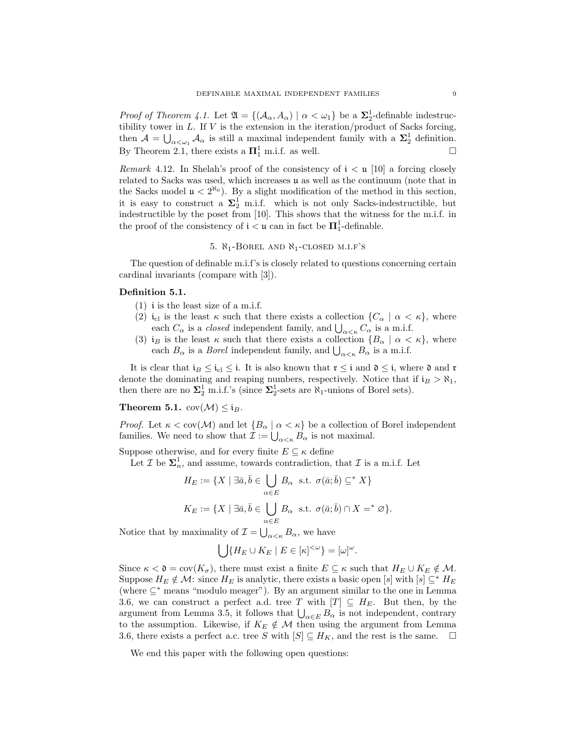*Proof of Theorem 4.1.* Let $\mathfrak{A} = \{(\mathcal{A}_\alpha, A_\alpha) \mid \alpha < \omega_1\}$ be a $\mathbf{\Sigma}^1_2$-definable indestructibility tower in $L$. If $V$ is the extension in the iteration/product of Sacks forcing, then $\mathcal{A} = \bigcup_{\alpha<\omega_1} \mathcal{A}_\alpha$ is still a maximal independent family with a $\mathbf{\Sigma}^1_2$ definition. By Theorem 2.1, there exists a $\mathbf{\Pi}^1_1$ m.i.f. as well. $\square$

*Remark* 4.12. In Shelah's proof of the consistency of $\mathfrak{i} < \mathfrak{u}$ [10] a forcing closely related to Sacks was used, which increases $\mathfrak{u}$ as well as the continuum (note that in the Sacks model $\mathfrak{u} < 2^{\aleph_0}$). By a slight modification of the method in this section, it is easy to construct a $\mathbf{\Sigma}^1_2$ m.i.f. which is not only Sacks-indestructible, but indestructible by the poset from [10]. This shows that the witness for the m.i.f. in the proof of the consistency of $\mathfrak{i} < \mathfrak{u}$ can in fact be $\mathbf{\Pi}^1_1$-definable.

## 5. $\aleph_1$-Borel and $\aleph_1$-closed m.i.f.'s

The question of definable m.i.f's is closely related to questions concerning certain cardinal invariants (compare with [3]).

**Definition 5.1.**

(1) $\mathfrak{i}$ is the least size of a m.i.f.

(2) $\mathfrak{i}_{\rm cl}$ is the least $\kappa$ such that there exists a collection $\{C_\alpha \mid \alpha < \kappa\}$, where each $C_\alpha$ is a *closed* independent family, and $\bigcup_{\alpha<\kappa} C_\alpha$ is a m.i.f.

(3) $\mathfrak{i}_B$ is the least $\kappa$ such that there exists a collection $\{B_\alpha \mid \alpha < \kappa\}$, where each $B_\alpha$ is a *Borel* independent family, and $\bigcup_{\alpha<\kappa} B_\alpha$ is a m.i.f.

It is clear that $\mathfrak{i}_B \leq \mathfrak{i}_{\rm cl} \leq \mathfrak{i}$. It is also known that $\mathfrak{r} \leq \mathfrak{i}$ and $\mathfrak{d} \leq \mathfrak{i}$, where $\mathfrak{d}$ and $\mathfrak{r}$ denote the dominating and reaping numbers, respectively. Notice that if $\mathfrak{i}_B > \aleph_1$, then there are no $\mathbf{\Sigma}^1_2$ m.i.f.'s (since $\mathbf{\Sigma}^1_2$-sets are $\aleph_1$-unions of Borel sets).

**Theorem 5.1.** $\mathrm{cov}(\mathcal{M}) \leq \mathfrak{i}_B$.

*Proof.* Let $\kappa < \mathrm{cov}(\mathcal{M})$ and let $\{B_\alpha \mid \alpha < \kappa\}$ be a collection of Borel independent families. We need to show that $\mathcal{I} := \bigcup_{\alpha<\kappa} B_\alpha$ is not maximal.

Suppose otherwise, and for every finite $E \subseteq \kappa$ define

Let $\mathcal{I}$ be $\mathbf{\Sigma}^1_n$, and assume, towards contradiction, that $\mathcal{I}$ is a m.i.f. Let

$$H_E := \{X \mid \exists \bar{a}, \bar{b} \in \bigcup_{\alpha \in E} B_\alpha \;\text{ s.t. }\; \sigma(\bar{a}; \bar{b}) \subseteq^* X\}$$

$$K_E := \{X \mid \exists \bar{a}, \bar{b} \in \bigcup_{\alpha \in E} B_\alpha \;\text{ s.t. }\; \sigma(\bar{a}; \bar{b}) \cap X =^* \varnothing\}.$$

Notice that by maximality of $\mathcal{I} = \bigcup_{\alpha<\kappa} B_\alpha$, we have

$$\bigcup \{H_E \cup K_E \mid E \in [\kappa]^{<\omega}\} = [\omega]^\omega.$$

Since $\kappa < \mathfrak{d} = \mathrm{cov}(K_\sigma)$, there must exist a finite $E \subseteq \kappa$ such that $H_E \cup K_E \notin \mathcal{M}$. Suppose $H_E \notin \mathcal{M}$: since $H_E$ is analytic, there exists a basic open $[s]$ with $[s] \subseteq^* H_E$ (where $\subseteq^*$ means "modulo meager"). By an argument similar to the one in Lemma 3.6, we can construct a perfect a.d. tree $T$ with $[T] \subseteq H_E$. But then, by the argument from Lemma 3.5, it follows that $\bigcup_{\alpha \in E} B_\alpha$ is not independent, contrary to the assumption. Likewise, if $K_E \notin \mathcal{M}$ then using the argument from Lemma 3.6, there exists a perfect a.c. tree $S$ with $[S] \subseteq H_K$, and the rest is the same. $\square$

We end this paper with the following open questions: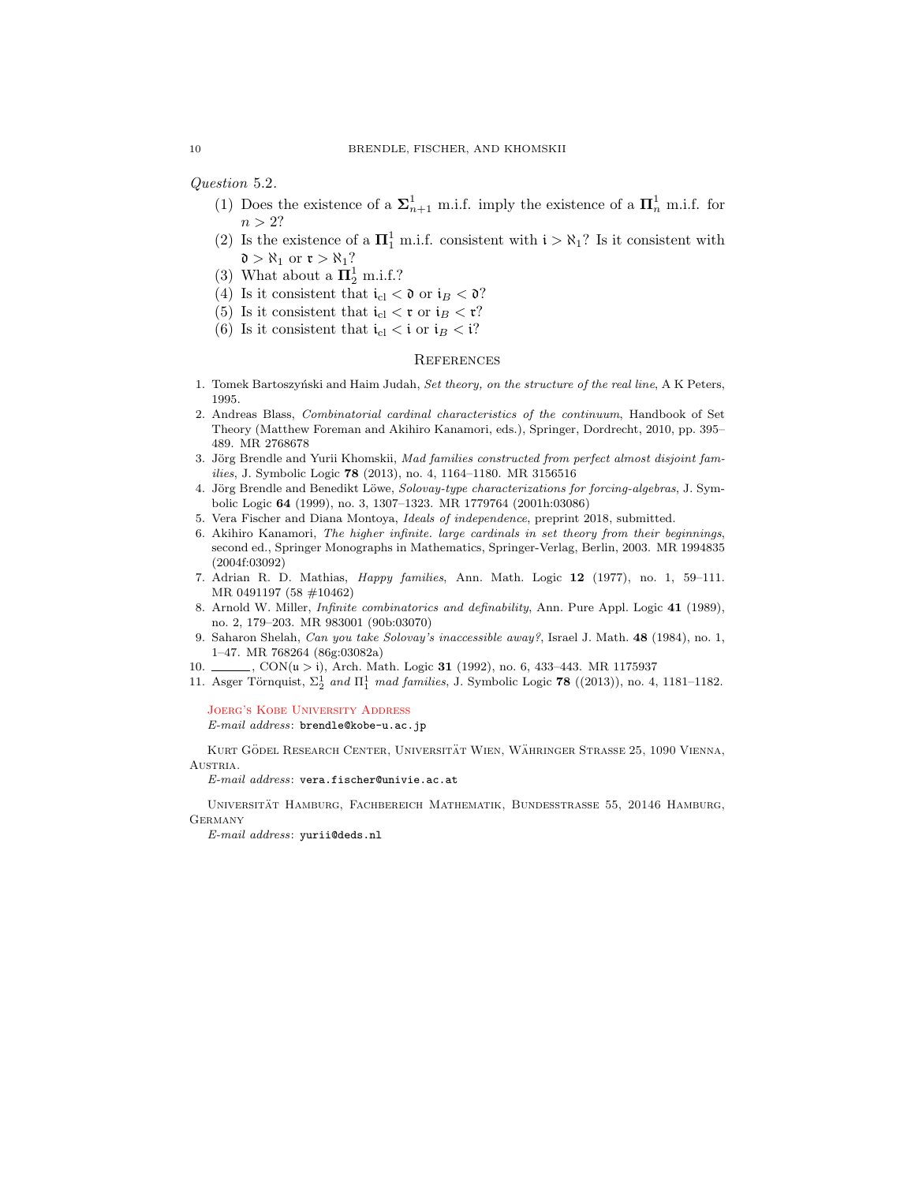*Question* 5.2.

(1) Does the existence of a $\mathbf{\Sigma}^1_{n+1}$ m.i.f. imply the existence of a $\mathbf{\Pi}^1_n$ m.i.f. for $n > 2$?
(2) Is the existence of a $\mathbf{\Pi}^1_1$ m.i.f. consistent with $\mathfrak{i} > \aleph_1$? Is it consistent with $\mathfrak{d} > \aleph_1$ or $\mathfrak{r} > \aleph_1$?
(3) What about a $\mathbf{\Pi}^1_2$ m.i.f.?
(4) Is it consistent that $\mathfrak{i}_{\rm cl} < \mathfrak{d}$ or $\mathfrak{i}_B < \mathfrak{d}$?
(5) Is it consistent that $\mathfrak{i}_{\rm cl} < \mathfrak{r}$ or $\mathfrak{i}_B < \mathfrak{r}$?
(6) Is it consistent that $\mathfrak{i}_{\rm cl} < \mathfrak{i}$ or $\mathfrak{i}_B < \mathfrak{i}$?

## References

1. Tomek Bartoszyński and Haim Judah, *Set theory, on the structure of the real line*, A K Peters, 1995.
2. Andreas Blass, *Combinatorial cardinal characteristics of the continuum*, Handbook of Set Theory (Matthew Foreman and Akihiro Kanamori, eds.), Springer, Dordrecht, 2010, pp. 395–489. MR 2768678
3. Jörg Brendle and Yurii Khomskii, *Mad families constructed from perfect almost disjoint families*, J. Symbolic Logic **78** (2013), no. 4, 1164–1180. MR 3156516
4. Jörg Brendle and Benedikt Löwe, *Solovay-type characterizations for forcing-algebras*, J. Symbolic Logic **64** (1999), no. 3, 1307–1323. MR 1779764 (2001h:03086)
5. Vera Fischer and Diana Montoya, *Ideals of independence*, preprint 2018, submitted.
6. Akihiro Kanamori, *The higher infinite. large cardinals in set theory from their beginnings*, second ed., Springer Monographs in Mathematics, Springer-Verlag, Berlin, 2003. MR 1994835 (2004f:03092)
7. Adrian R. D. Mathias, *Happy families*, Ann. Math. Logic **12** (1977), no. 1, 59–111. MR 0491197 (58 #10462)
8. Arnold W. Miller, *Infinite combinatorics and definability*, Ann. Pure Appl. Logic **41** (1989), no. 2, 179–203. MR 983001 (90b:03070)
9. Saharon Shelah, *Can you take Solovay's inaccessible away?*, Israel J. Math. **48** (1984), no. 1, 1–47. MR 768264 (86g:03082a)
10. ______, CON($\mathfrak{u} > \mathfrak{i}$), Arch. Math. Logic **31** (1992), no. 6, 433–443. MR 1175937
11. Asger Törnquist, $\Sigma^1_2$ *and* $\Pi^1_1$ *mad families*, J. Symbolic Logic **78** ((2013)), no. 4, 1181–1182.

Joerg's Kobe University Address
*E-mail address*: brendle@kobe-u.ac.jp

Kurt Gödel Research Center, Universität Wien, Währinger Strasse 25, 1090 Vienna, Austria.
*E-mail address*: vera.fischer@univie.ac.at

Universität Hamburg, Fachbereich Mathematik, Bundesstrasse 55, 20146 Hamburg, Germany
*E-mail address*: yurii@deds.nl